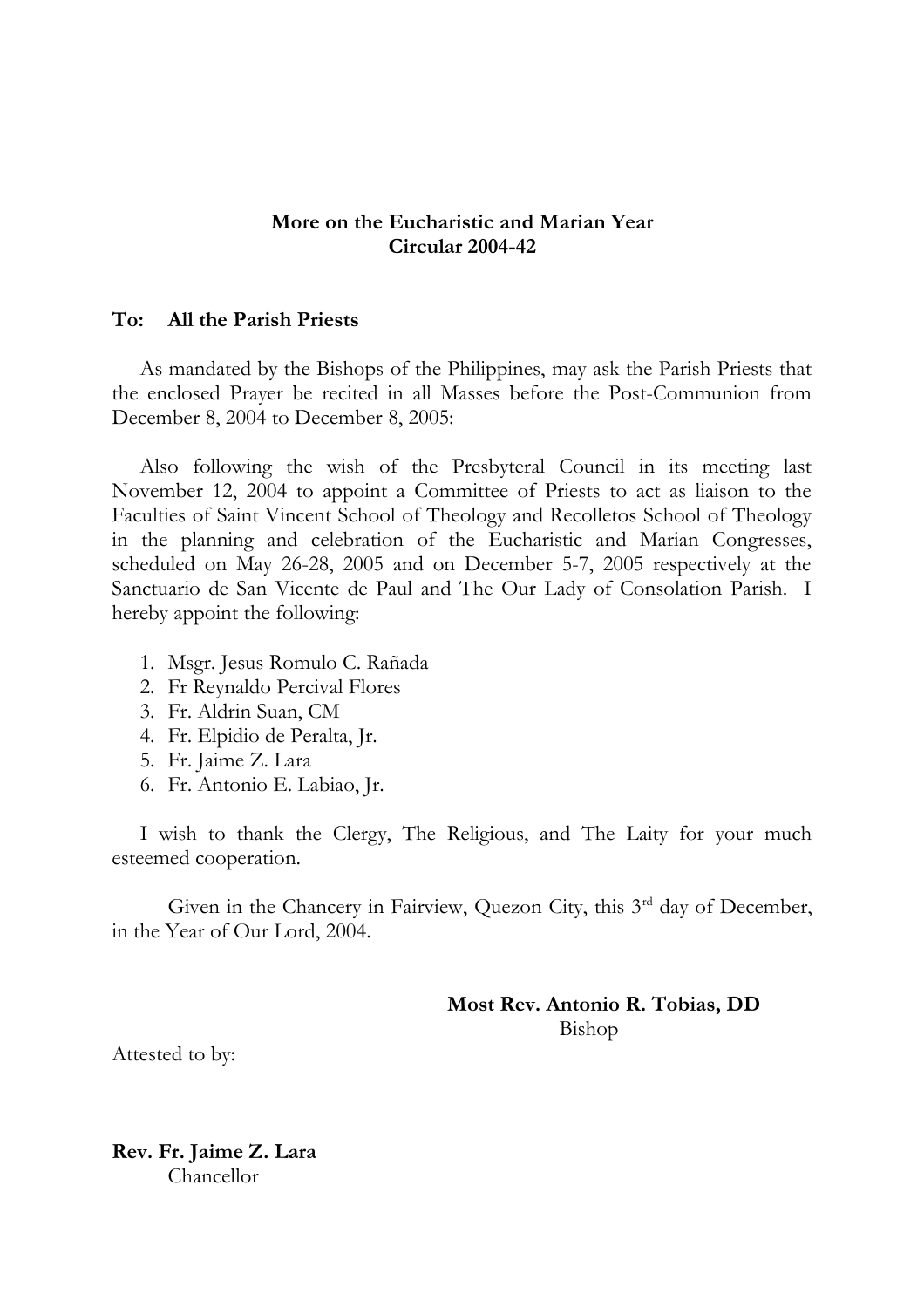**More on the Eucharistic and Marian Year**
**Circular 2004-42**

**To: All the Parish Priests**

As mandated by the Bishops of the Philippines, may ask the Parish Priests that the enclosed Prayer be recited in all Masses before the Post-Communion from December 8, 2004 to December 8, 2005:

Also following the wish of the Presbyteral Council in its meeting last November 12, 2004 to appoint a Committee of Priests to act as liaison to the Faculties of Saint Vincent School of Theology and Recolletos School of Theology in the planning and celebration of the Eucharistic and Marian Congresses, scheduled on May 26-28, 2005 and on December 5-7, 2005 respectively at the Sanctuario de San Vicente de Paul and The Our Lady of Consolation Parish. I hereby appoint the following:

1. Msgr. Jesus Romulo C. Rañada
2. Fr Reynaldo Percival Flores
3. Fr. Aldrin Suan, CM
4. Fr. Elpidio de Peralta, Jr.
5. Fr. Jaime Z. Lara
6. Fr. Antonio E. Labiao, Jr.

I wish to thank the Clergy, The Religious, and The Laity for your much esteemed cooperation.

Given in the Chancery in Fairview, Quezon City, this 3rd day of December, in the Year of Our Lord, 2004.

**Most Rev. Antonio R. Tobias, DD**
Bishop

Attested to by:

**Rev. Fr. Jaime Z. Lara**
Chancellor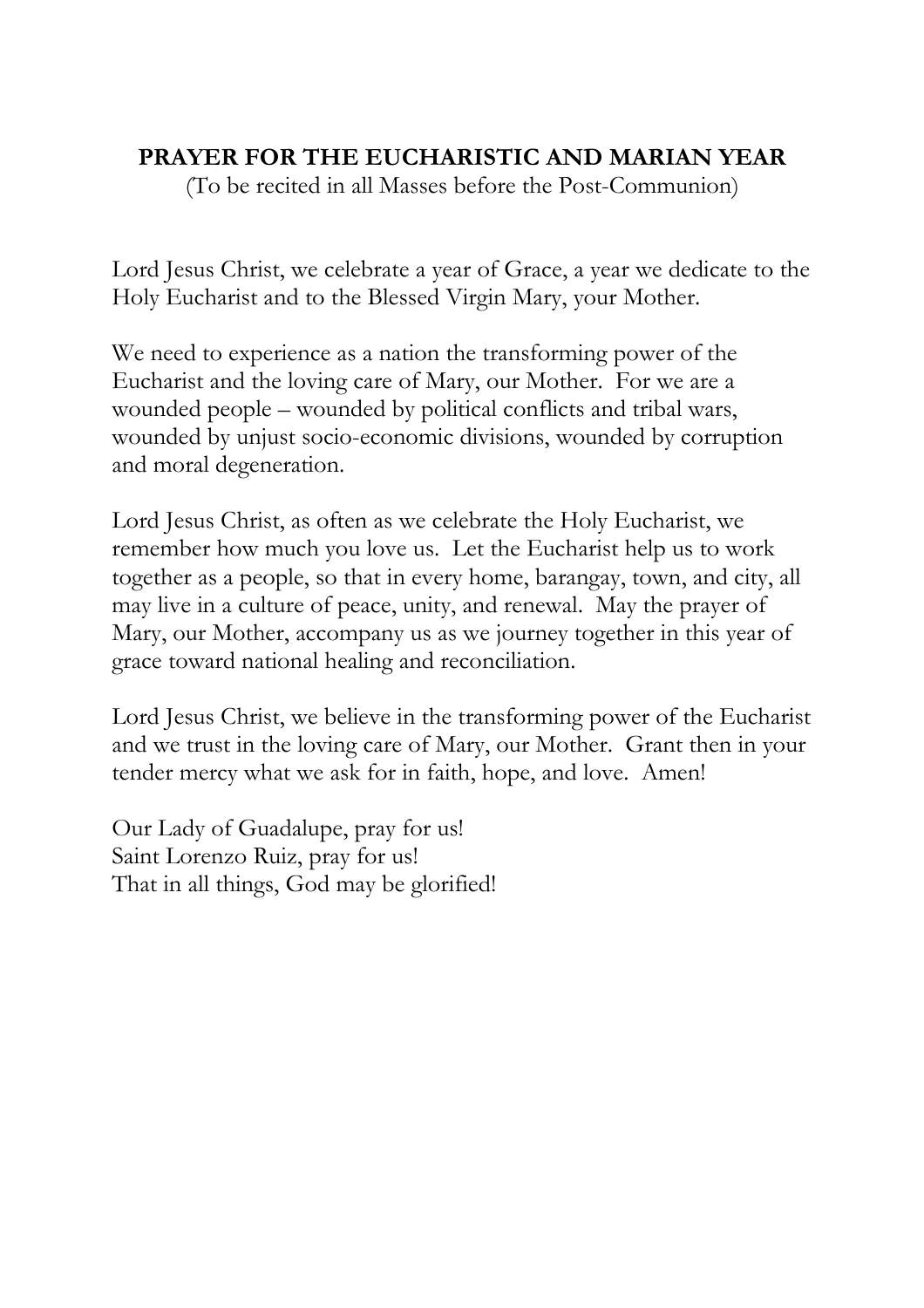**PRAYER FOR THE EUCHARISTIC AND MARIAN YEAR**
(To be recited in all Masses before the Post-Communion)

Lord Jesus Christ, we celebrate a year of Grace, a year we dedicate to the Holy Eucharist and to the Blessed Virgin Mary, your Mother.

We need to experience as a nation the transforming power of the Eucharist and the loving care of Mary, our Mother. For we are a wounded people – wounded by political conflicts and tribal wars, wounded by unjust socio-economic divisions, wounded by corruption and moral degeneration.

Lord Jesus Christ, as often as we celebrate the Holy Eucharist, we remember how much you love us. Let the Eucharist help us to work together as a people, so that in every home, barangay, town, and city, all may live in a culture of peace, unity, and renewal. May the prayer of Mary, our Mother, accompany us as we journey together in this year of grace toward national healing and reconciliation.

Lord Jesus Christ, we believe in the transforming power of the Eucharist and we trust in the loving care of Mary, our Mother. Grant then in your tender mercy what we ask for in faith, hope, and love. Amen!

Our Lady of Guadalupe, pray for us!
Saint Lorenzo Ruiz, pray for us!
That in all things, God may be glorified!